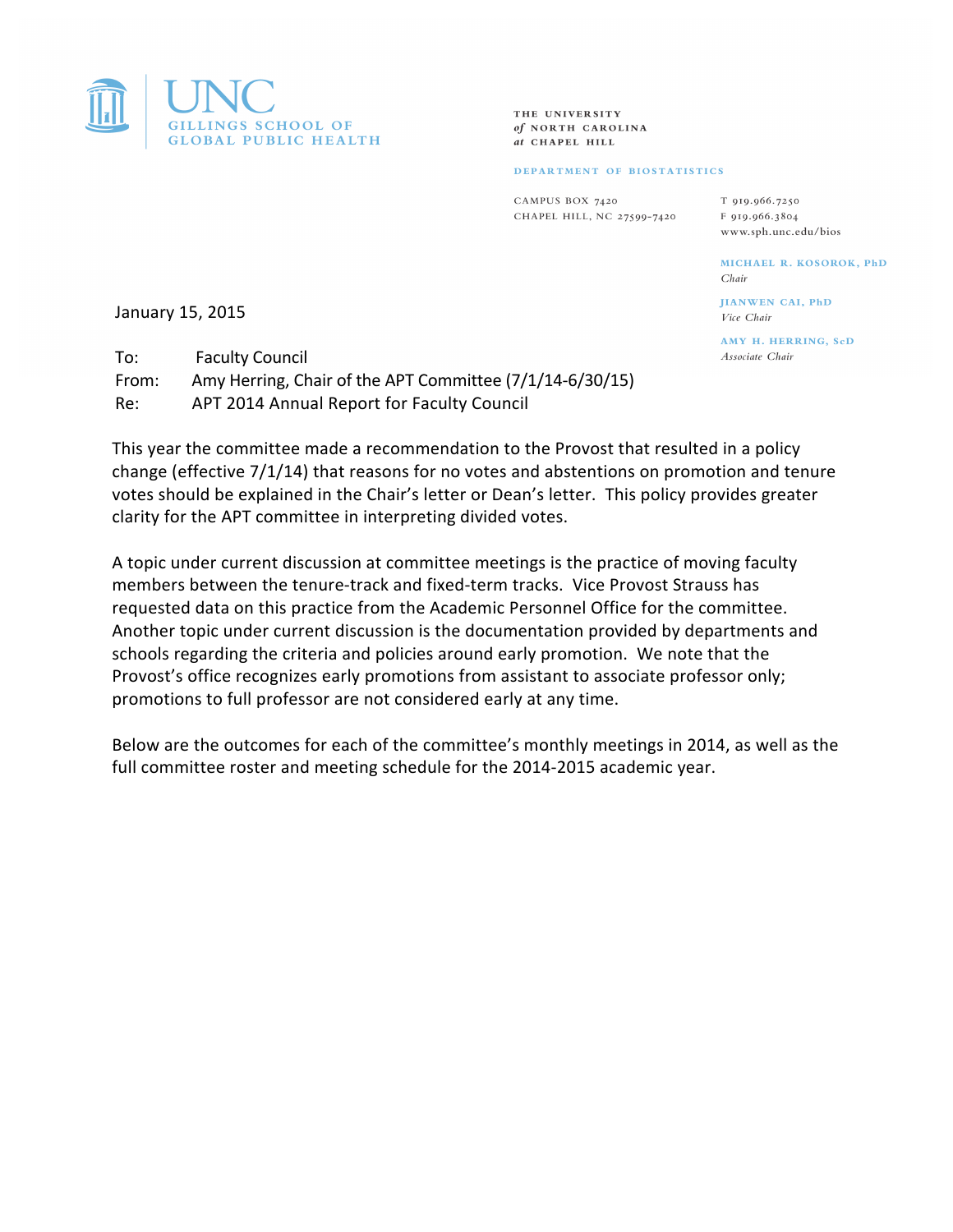UNC GILLINGS SCHOOL OF GLOBAL PUBLIC HEALTH

THE UNIVERSITY *of* NORTH CAROLINA *at* CHAPEL HILL

DEPARTMENT OF BIOSTATISTICS

CAMPUS BOX 7420
CHAPEL HILL, NC 27599-7420

T 919.966.7250
F 919.966.3804
www.sph.unc.edu/bios

**MICHAEL R. KOSOROK, PhD**
*Chair*

**JIANWEN CAI, PhD**
*Vice Chair*

**AMY H. HERRING, ScD**
*Associate Chair*

January 15, 2015

To: Faculty Council
From: Amy Herring, Chair of the APT Committee (7/1/14-6/30/15)
Re: APT 2014 Annual Report for Faculty Council

This year the committee made a recommendation to the Provost that resulted in a policy change (effective 7/1/14) that reasons for no votes and abstentions on promotion and tenure votes should be explained in the Chair's letter or Dean's letter. This policy provides greater clarity for the APT committee in interpreting divided votes.

A topic under current discussion at committee meetings is the practice of moving faculty members between the tenure-track and fixed-term tracks. Vice Provost Strauss has requested data on this practice from the Academic Personnel Office for the committee. Another topic under current discussion is the documentation provided by departments and schools regarding the criteria and policies around early promotion. We note that the Provost's office recognizes early promotions from assistant to associate professor only; promotions to full professor are not considered early at any time.

Below are the outcomes for each of the committee's monthly meetings in 2014, as well as the full committee roster and meeting schedule for the 2014-2015 academic year.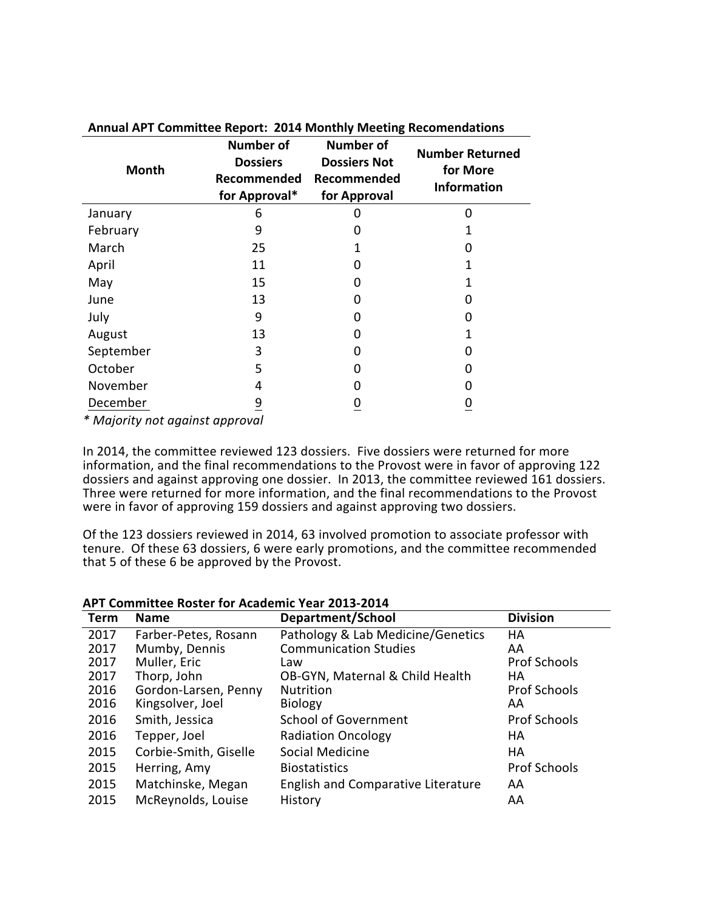**Annual APT Committee Report: 2014 Monthly Meeting Recomendations**

| Month | Number of Dossiers Recommended for Approval* | Number of Dossiers Not Recommended for Approval | Number Returned for More Information |
|---|---|---|---|
| January | 6 | 0 | 0 |
| February | 9 | 0 | 1 |
| March | 25 | 1 | 0 |
| April | 11 | 0 | 1 |
| May | 15 | 0 | 1 |
| June | 13 | 0 | 0 |
| July | 9 | 0 | 0 |
| August | 13 | 0 | 1 |
| September | 3 | 0 | 0 |
| October | 5 | 0 | 0 |
| November | 4 | 0 | 0 |
| December | 9 | 0 | 0 |

*\* Majority not against approval*

In 2014, the committee reviewed 123 dossiers. Five dossiers were returned for more information, and the final recommendations to the Provost were in favor of approving 122 dossiers and against approving one dossier. In 2013, the committee reviewed 161 dossiers. Three were returned for more information, and the final recommendations to the Provost were in favor of approving 159 dossiers and against approving two dossiers.

Of the 123 dossiers reviewed in 2014, 63 involved promotion to associate professor with tenure. Of these 63 dossiers, 6 were early promotions, and the committee recommended that 5 of these 6 be approved by the Provost.

**APT Committee Roster for Academic Year 2013-2014**

| Term | Name | Department/School | Division |
|---|---|---|---|
| 2017 | Farber-Petes, Rosann | Pathology & Lab Medicine/Genetics | HA |
| 2017 | Mumby, Dennis | Communication Studies | AA |
| 2017 | Muller, Eric | Law | Prof Schools |
| 2017 | Thorp, John | OB-GYN, Maternal & Child Health | HA |
| 2016 | Gordon-Larsen, Penny | Nutrition | Prof Schools |
| 2016 | Kingsolver, Joel | Biology | AA |
| 2016 | Smith, Jessica | School of Government | Prof Schools |
| 2016 | Tepper, Joel | Radiation Oncology | HA |
| 2015 | Corbie-Smith, Giselle | Social Medicine | HA |
| 2015 | Herring, Amy | Biostatistics | Prof Schools |
| 2015 | Matchinske, Megan | English and Comparative Literature | AA |
| 2015 | McReynolds, Louise | History | AA |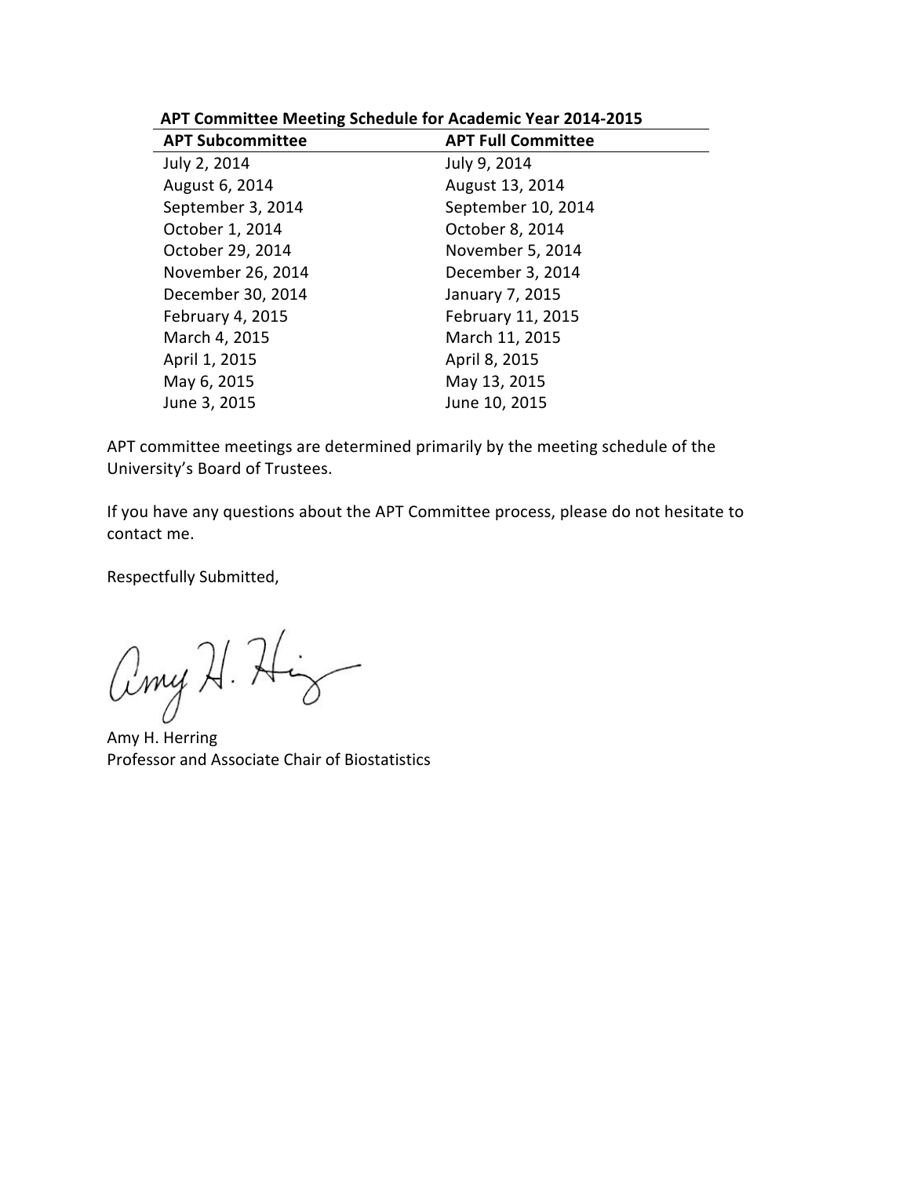**APT Committee Meeting Schedule for Academic Year 2014-2015**

| APT Subcommittee | APT Full Committee |
|---|---|
| July 2, 2014 | July 9, 2014 |
| August 6, 2014 | August 13, 2014 |
| September 3, 2014 | September 10, 2014 |
| October 1, 2014 | October 8, 2014 |
| October 29, 2014 | November 5, 2014 |
| November 26, 2014 | December 3, 2014 |
| December 30, 2014 | January 7, 2015 |
| February 4, 2015 | February 11, 2015 |
| March 4, 2015 | March 11, 2015 |
| April 1, 2015 | April 8, 2015 |
| May 6, 2015 | May 13, 2015 |
| June 3, 2015 | June 10, 2015 |

APT committee meetings are determined primarily by the meeting schedule of the University's Board of Trustees.

If you have any questions about the APT Committee process, please do not hesitate to contact me.

Respectfully Submitted,

Amy H. Herring
Professor and Associate Chair of Biostatistics